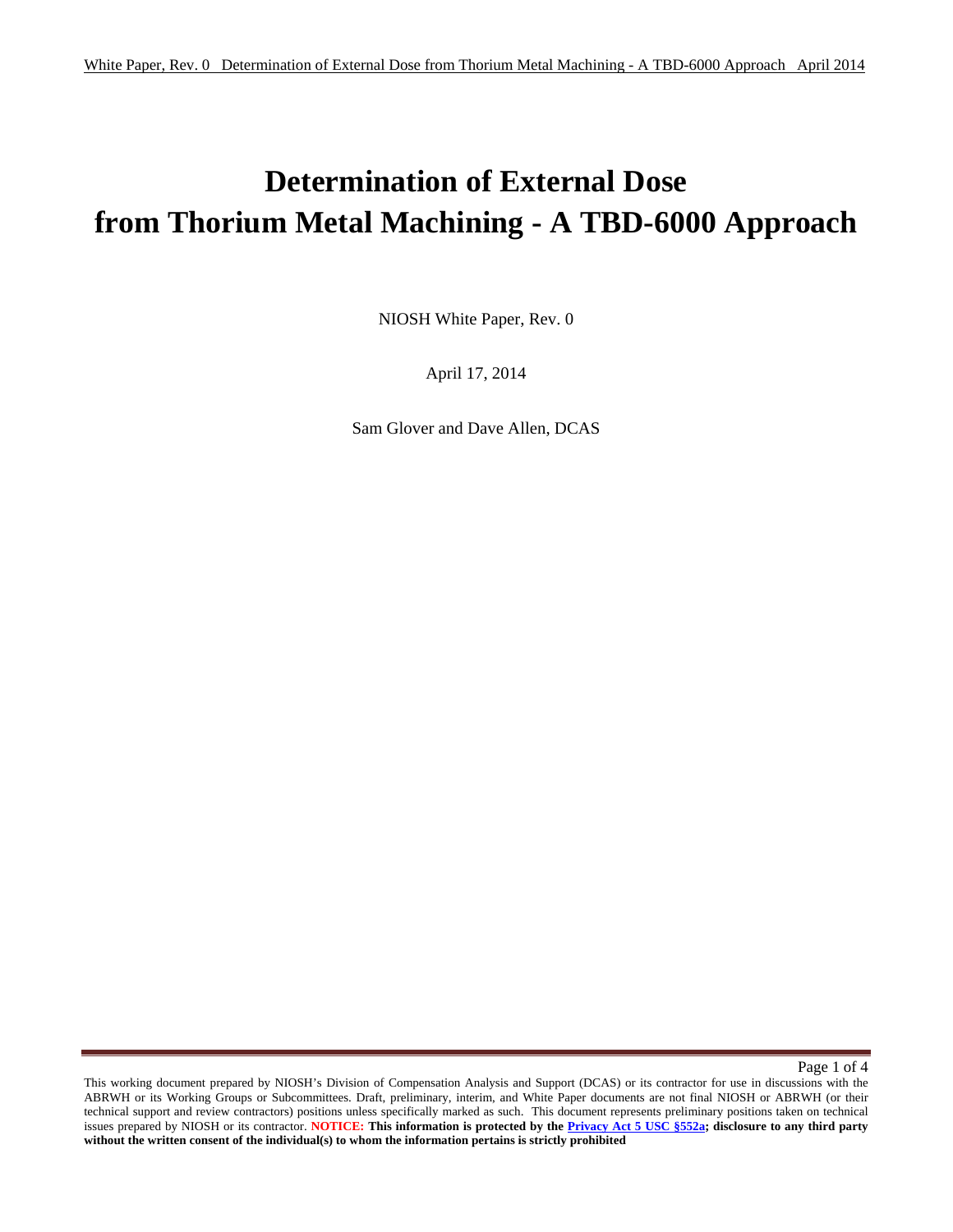# Determination of External Dose from Thorium Metal Machining - A TBD-6000 Approach

NIOSH White Paper, Rev. 0

April 17, 2014

Sam Glover and Dave Allen, DCAS

This working document prepared by NIOSH's Division of Compensation Analysis and Support (DCAS) or its contractor for use in discussions with the ABRWH or its Working Groups or Subcommittees. Draft, preliminary, interim, and White Paper documents are not final NIOSH or ABRWH (or their technical support and review contractors) positions unless specifically marked as such. This document represents preliminary positions taken on technical issues prepared by NIOSH or its contractor. **NOTICE: This information is protected by the Privacy Act 5 USC §552a; disclosure to any third party without the written consent of the individual(s) to whom the information pertains is strictly prohibited**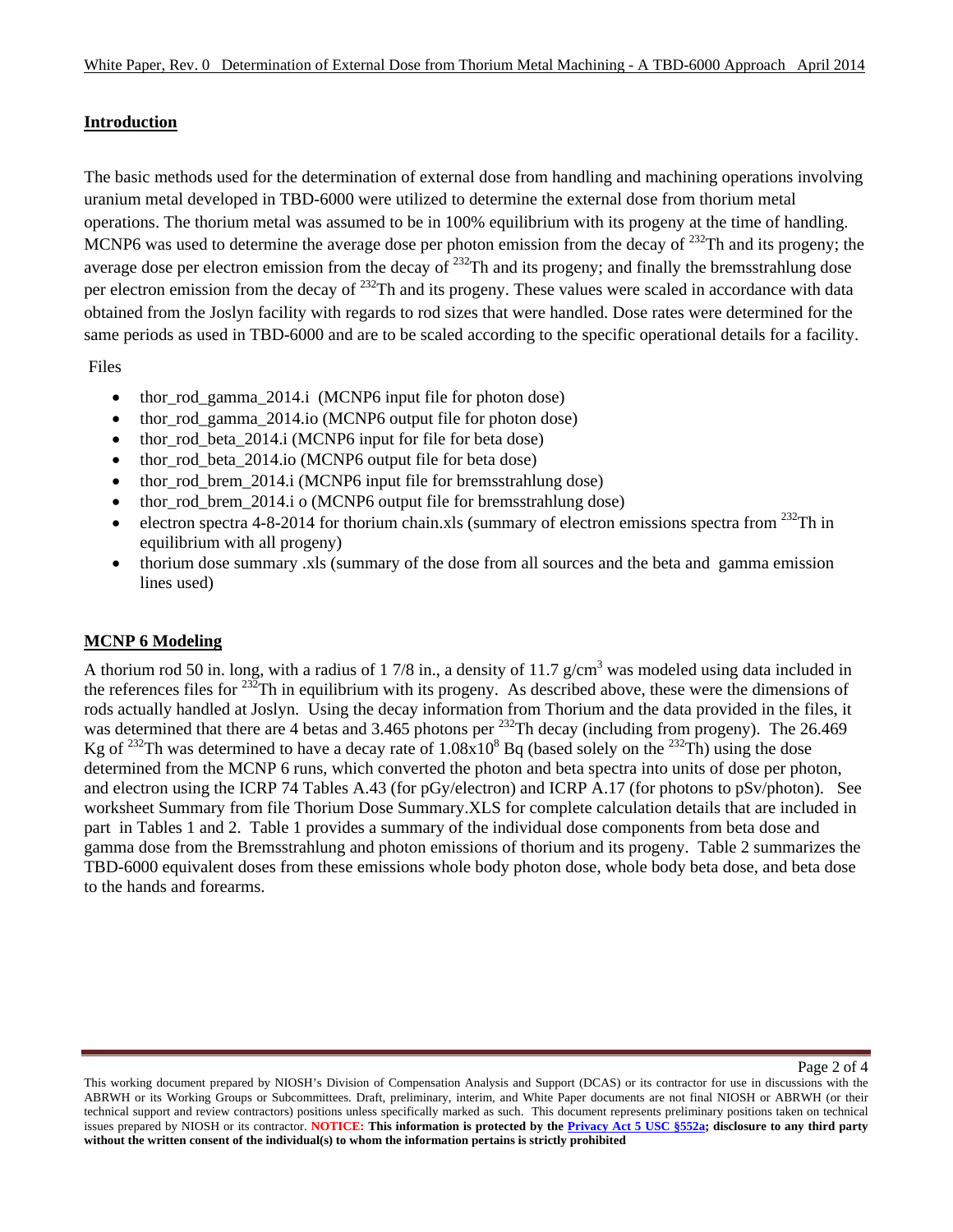## Introduction

The basic methods used for the determination of external dose from handling and machining operations involving uranium metal developed in TBD-6000 were utilized to determine the external dose from thorium metal operations. The thorium metal was assumed to be in 100% equilibrium with its progeny at the time of handling. MCNP6 was used to determine the average dose per photon emission from the decay of $^{232}$Th and its progeny; the average dose per electron emission from the decay of $^{232}$Th and its progeny; and finally the bremsstrahlung dose per electron emission from the decay of $^{232}$Th and its progeny. These values were scaled in accordance with data obtained from the Joslyn facility with regards to rod sizes that were handled. Dose rates were determined for the same periods as used in TBD-6000 and are to be scaled according to the specific operational details for a facility.

Files

- thor_rod_gamma_2014.i (MCNP6 input file for photon dose)
- thor_rod_gamma_2014.io (MCNP6 output file for photon dose)
- thor_rod_beta_2014.i (MCNP6 input for file for beta dose)
- thor_rod_beta_2014.io (MCNP6 output file for beta dose)
- thor_rod_brem_2014.i (MCNP6 input file for bremsstrahlung dose)
- thor_rod_brem_2014.i o (MCNP6 output file for bremsstrahlung dose)
- electron spectra 4-8-2014 for thorium chain.xls (summary of electron emissions spectra from $^{232}$Th in equilibrium with all progeny)
- thorium dose summary .xls (summary of the dose from all sources and the beta and gamma emission lines used)

## MCNP 6 Modeling

A thorium rod 50 in. long, with a radius of 1 7/8 in., a density of 11.7 g/cm$^3$ was modeled using data included in the references files for $^{232}$Th in equilibrium with its progeny. As described above, these were the dimensions of rods actually handled at Joslyn. Using the decay information from Thorium and the data provided in the files, it was determined that there are 4 betas and 3.465 photons per $^{232}$Th decay (including from progeny). The 26.469 Kg of $^{232}$Th was determined to have a decay rate of $1.08 \times 10^8$ Bq (based solely on the $^{232}$Th) using the dose determined from the MCNP 6 runs, which converted the photon and beta spectra into units of dose per photon, and electron using the ICRP 74 Tables A.43 (for pGy/electron) and ICRP A.17 (for photons to pSv/photon). See worksheet Summary from file Thorium Dose Summary.XLS for complete calculation details that are included in part in Tables 1 and 2. Table 1 provides a summary of the individual dose components from beta dose and gamma dose from the Bremsstrahlung and photon emissions of thorium and its progeny. Table 2 summarizes the TBD-6000 equivalent doses from these emissions whole body photon dose, whole body beta dose, and beta dose to the hands and forearms.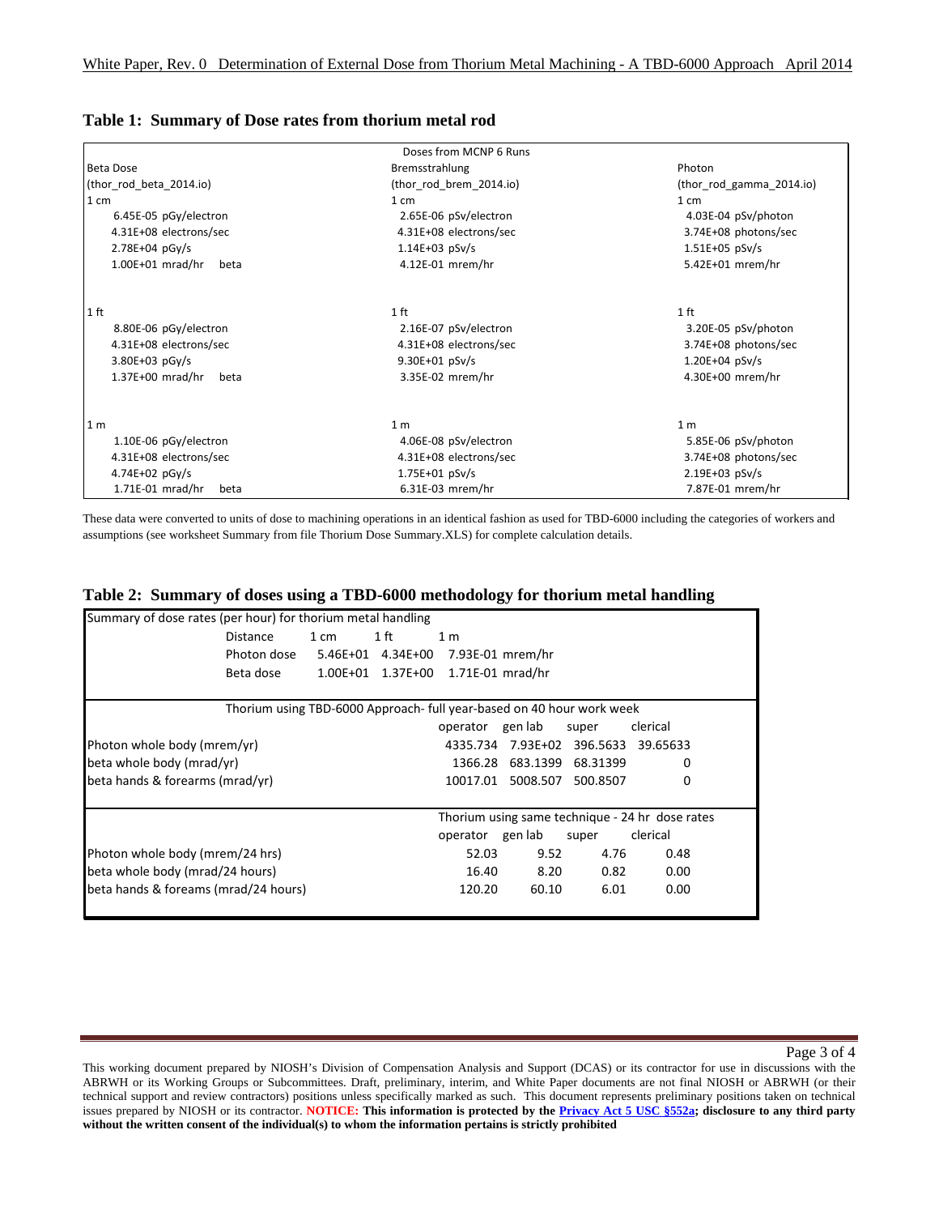## Table 1: Summary of Dose rates from thorium metal rod

| Doses from MCNP 6 Runs | | |
|---|---|---|
| Beta Dose | Bremsstrahlung | Photon |
| (thor_rod_beta_2014.io) | (thor_rod_brem_2014.io) | (thor_rod_gamma_2014.io) |
| 1 cm | 1 cm | 1 cm |
| 6.45E-05 pGy/electron | 2.65E-06 pSv/electron | 4.03E-04 pSv/photon |
| 4.31E+08 electrons/sec | 4.31E+08 electrons/sec | 3.74E+08 photons/sec |
| 2.78E+04 pGy/s | 1.14E+03 pSv/s | 1.51E+05 pSv/s |
| 1.00E+01 mrad/hr beta | 4.12E-01 mrem/hr | 5.42E+01 mrem/hr |
| 1 ft | 1 ft | 1 ft |
| 8.80E-06 pGy/electron | 2.16E-07 pSv/electron | 3.20E-05 pSv/photon |
| 4.31E+08 electrons/sec | 4.31E+08 electrons/sec | 3.74E+08 photons/sec |
| 3.80E+03 pGy/s | 9.30E+01 pSv/s | 1.20E+04 pSv/s |
| 1.37E+00 mrad/hr beta | 3.35E-02 mrem/hr | 4.30E+00 mrem/hr |
| 1 m | 1 m | 1 m |
| 1.10E-06 pGy/electron | 4.06E-08 pSv/electron | 5.85E-06 pSv/photon |
| 4.31E+08 electrons/sec | 4.31E+08 electrons/sec | 3.74E+08 photons/sec |
| 4.74E+02 pGy/s | 1.75E+01 pSv/s | 2.19E+03 pSv/s |
| 1.71E-01 mrad/hr beta | 6.31E-03 mrem/hr | 7.87E-01 mrem/hr |

These data were converted to units of dose to machining operations in an identical fashion as used for TBD-6000 including the categories of workers and assumptions (see worksheet Summary from file Thorium Dose Summary.XLS) for complete calculation details.

## Table 2: Summary of doses using a TBD-6000 methodology for thorium metal handling

Summary of dose rates (per hour) for thorium metal handling

| Distance | 1 cm | 1 ft | 1 m |
|---|---|---|---|
| Photon dose | 5.46E+01 | 4.34E+00 | 7.93E-01 mrem/hr |
| Beta dose | 1.00E+01 | 1.37E+00 | 1.71E-01 mrad/hr |

Thorium using TBD-6000 Approach- full year-based on 40 hour work week

| | operator | gen lab | super | clerical |
|---|---|---|---|---|
| Photon whole body (mrem/yr) | 4335.734 | 7.93E+02 | 396.5633 | 39.65633 |
| beta whole body (mrad/yr) | 1366.28 | 683.1399 | 68.31399 | 0 |
| beta hands & forearms (mrad/yr) | 10017.01 | 5008.507 | 500.8507 | 0 |

Thorium using same technique - 24 hr dose rates

| | operator | gen lab | super | clerical |
|---|---|---|---|---|
| Photon whole body (mrem/24 hrs) | 52.03 | 9.52 | 4.76 | 0.48 |
| beta whole body (mrad/24 hours) | 16.40 | 8.20 | 0.82 | 0.00 |
| beta hands & foreams (mrad/24 hours) | 120.20 | 60.10 | 6.01 | 0.00 |

This working document prepared by NIOSH's Division of Compensation Analysis and Support (DCAS) or its contractor for use in discussions with the ABRWH or its Working Groups or Subcommittees. Draft, preliminary, interim, and White Paper documents are not final NIOSH or ABRWH (or their technical support and review contractors) positions unless specifically marked as such. This document represents preliminary positions taken on technical issues prepared by NIOSH or its contractor. **NOTICE: This information is protected by the Privacy Act 5 USC §552a; disclosure to any third party without the written consent of the individual(s) to whom the information pertains is strictly prohibited**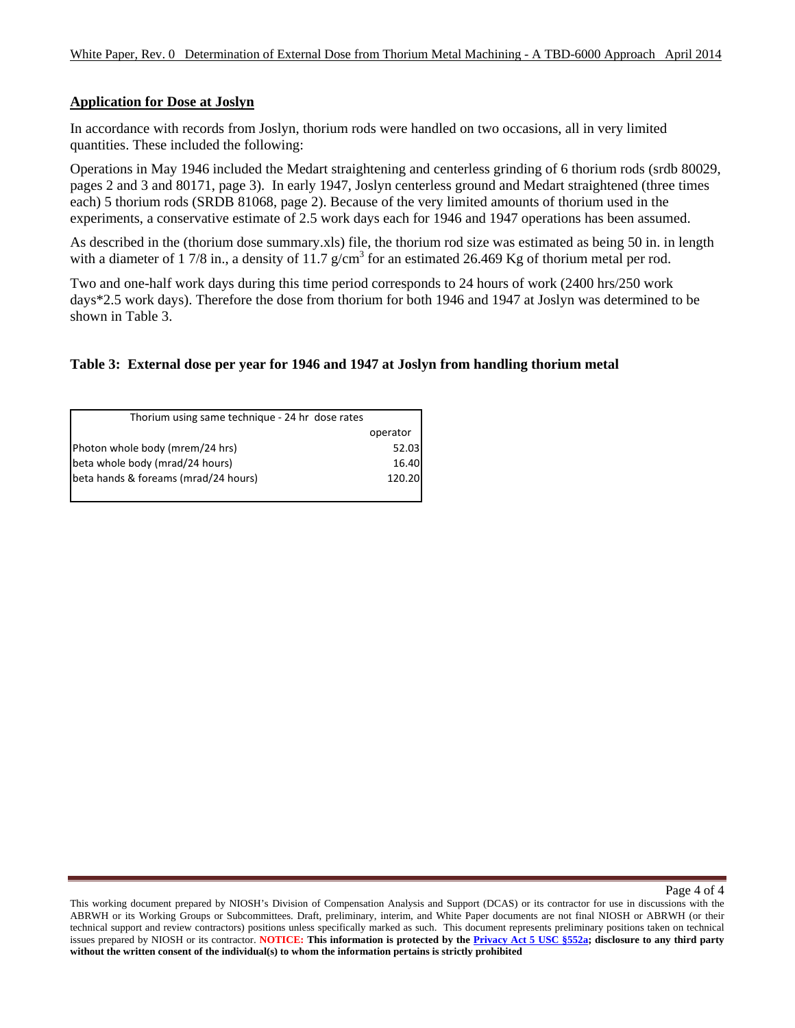## Application for Dose at Joslyn

In accordance with records from Joslyn, thorium rods were handled on two occasions, all in very limited quantities. These included the following:

Operations in May 1946 included the Medart straightening and centerless grinding of 6 thorium rods (srdb 80029, pages 2 and 3 and 80171, page 3). In early 1947, Joslyn centerless ground and Medart straightened (three times each) 5 thorium rods (SRDB 81068, page 2). Because of the very limited amounts of thorium used in the experiments, a conservative estimate of 2.5 work days each for 1946 and 1947 operations has been assumed.

As described in the (thorium dose summary.xls) file, the thorium rod size was estimated as being 50 in. in length with a diameter of 1 7/8 in., a density of 11.7 g/cm$^3$ for an estimated 26.469 Kg of thorium metal per rod.

Two and one-half work days during this time period corresponds to 24 hours of work (2400 hrs/250 work days*2.5 work days). Therefore the dose from thorium for both 1946 and 1947 at Joslyn was determined to be shown in Table 3.

**Table 3: External dose per year for 1946 and 1947 at Joslyn from handling thorium metal**

| Thorium using same technique - 24 hr dose rates | |
|---|---|
| | operator |
| Photon whole body (mrem/24 hrs) | 52.03 |
| beta whole body (mrad/24 hours) | 16.40 |
| beta hands & foreams (mrad/24 hours) | 120.20 |

This working document prepared by NIOSH's Division of Compensation Analysis and Support (DCAS) or its contractor for use in discussions with the ABRWH or its Working Groups or Subcommittees. Draft, preliminary, interim, and White Paper documents are not final NIOSH or ABRWH (or their technical support and review contractors) positions unless specifically marked as such. This document represents preliminary positions taken on technical issues prepared by NIOSH or its contractor. **NOTICE: This information is protected by the Privacy Act 5 USC §552a; disclosure to any third party without the written consent of the individual(s) to whom the information pertains is strictly prohibited**